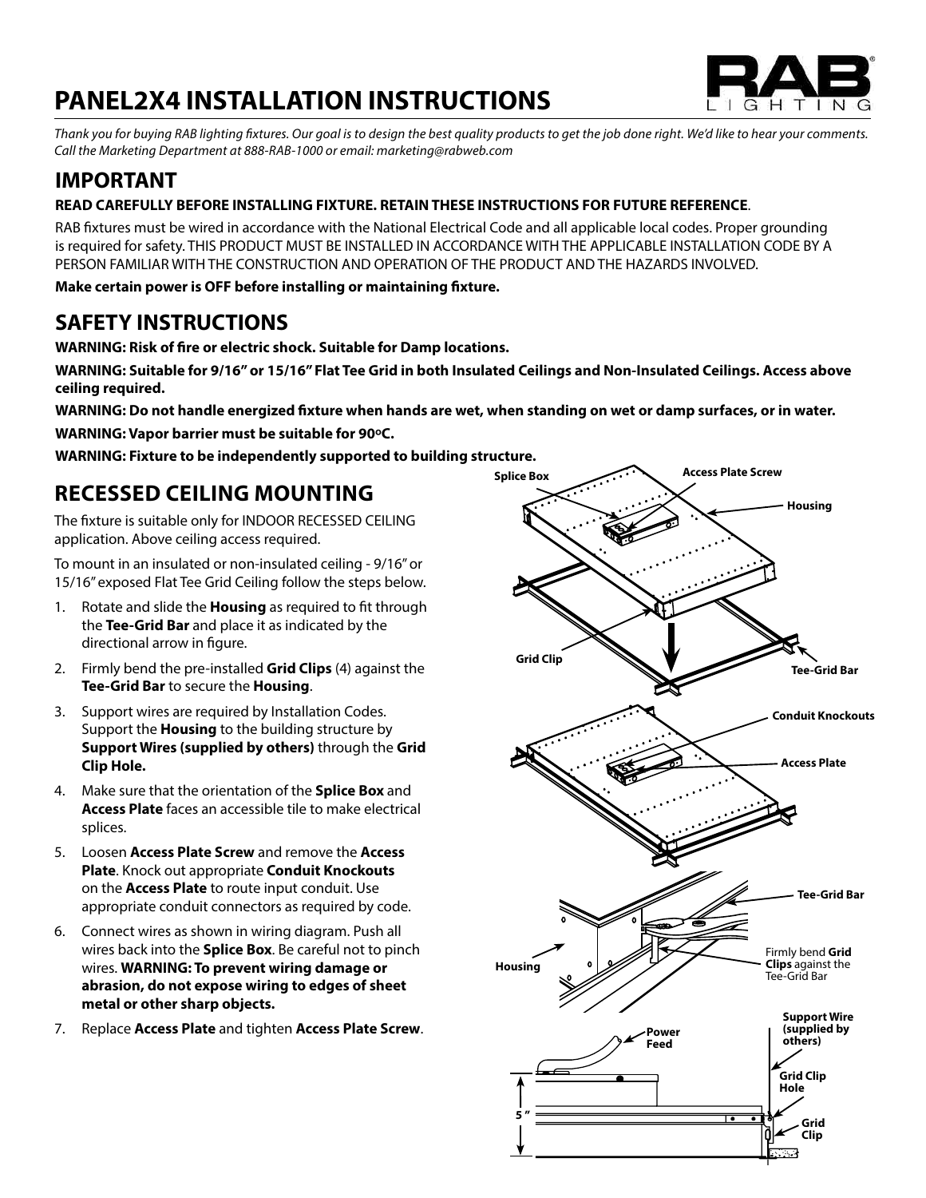# PANEL2X4 INSTALLATION INSTRUCTIONS

*Thank you for buying RAB lighting fixtures. Our goal is to design the best quality products to get the job done right. We'd like to hear your comments. Call the Marketing Department at 888-RAB-1000 or email: marketing@rabweb.com*

## IMPORTANT

**READ CAREFULLY BEFORE INSTALLING FIXTURE. RETAIN THESE INSTRUCTIONS FOR FUTURE REFERENCE**.

RAB fixtures must be wired in accordance with the National Electrical Code and all applicable local codes. Proper grounding is required for safety. THIS PRODUCT MUST BE INSTALLED IN ACCORDANCE WITH THE APPLICABLE INSTALLATION CODE BY A PERSON FAMILIAR WITH THE CONSTRUCTION AND OPERATION OF THE PRODUCT AND THE HAZARDS INVOLVED.

**Make certain power is OFF before installing or maintaining fixture.**

## SAFETY INSTRUCTIONS

**WARNING: Risk of fire or electric shock. Suitable for Damp locations.**

**WARNING: Suitable for 9/16" or 15/16" Flat Tee Grid in both Insulated Ceilings and Non-Insulated Ceilings. Access above ceiling required.**

**WARNING: Do not handle energized fixture when hands are wet, when standing on wet or damp surfaces, or in water.**

**WARNING: Vapor barrier must be suitable for 90ºC.**

**WARNING: Fixture to be independently supported to building structure.**

## RECESSED CEILING MOUNTING

The fixture is suitable only for INDOOR RECESSED CEILING application. Above ceiling access required.

To mount in an insulated or non-insulated ceiling - 9/16" or 15/16" exposed Flat Tee Grid Ceiling follow the steps below.

1. Rotate and slide the **Housing** as required to fit through the **Tee-Grid Bar** and place it as indicated by the directional arrow in figure.
2. Firmly bend the pre-installed **Grid Clips** (4) against the **Tee-Grid Bar** to secure the **Housing**.
3. Support wires are required by Installation Codes. Support the **Housing** to the building structure by **Support Wires (supplied by others)** through the **Grid Clip Hole.**
4. Make sure that the orientation of the **Splice Box** and **Access Plate** faces an accessible tile to make electrical splices.
5. Loosen **Access Plate Screw** and remove the **Access Plate**. Knock out appropriate **Conduit Knockouts** on the **Access Plate** to route input conduit. Use appropriate conduit connectors as required by code.
6. Connect wires as shown in wiring diagram. Push all wires back into the **Splice Box**. Be careful not to pinch wires. **WARNING: To prevent wiring damage or abrasion, do not expose wiring to edges of sheet metal or other sharp objects.**
7. Replace **Access Plate** and tighten **Access Plate Screw**.

Splice Box | Access Plate Screw | Housing | Grid Clip | Tee-Grid Bar | Conduit Knockouts | Access Plate | Tee-Grid Bar | Housing | Firmly bend **Grid Clips** against the Tee-Grid Bar | Power Feed | Support Wire (supplied by others) | Grid Clip Hole | Grid Clip | 5"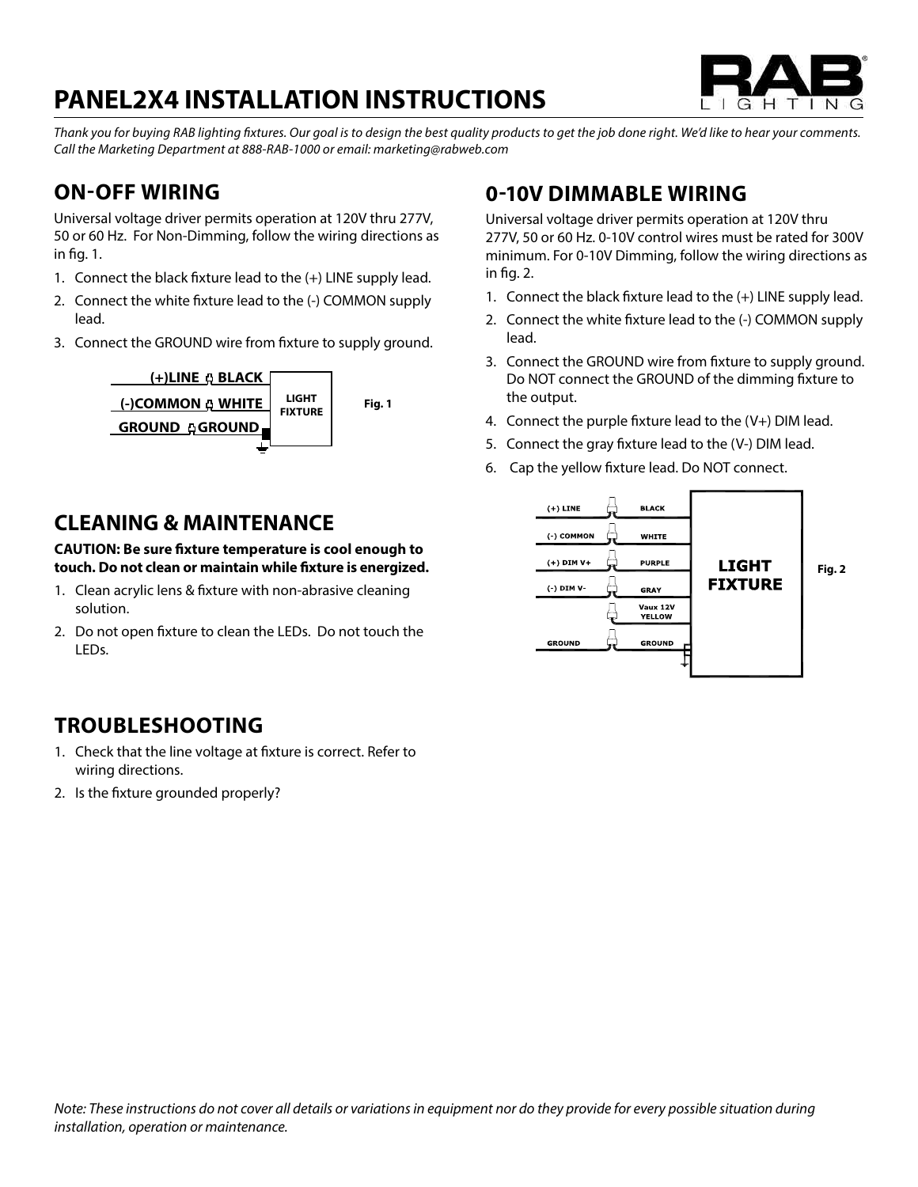# PANEL2X4 INSTALLATION INSTRUCTIONS

*Thank you for buying RAB lighting fixtures. Our goal is to design the best quality products to get the job done right. We'd like to hear your comments. Call the Marketing Department at 888-RAB-1000 or email: marketing@rabweb.com*

## ON-OFF WIRING

Universal voltage driver permits operation at 120V thru 277V, 50 or 60 Hz. For Non-Dimming, follow the wiring directions as in fig. 1.

1. Connect the black fixture lead to the (+) LINE supply lead.
2. Connect the white fixture lead to the (-) COMMON supply lead.
3. Connect the GROUND wire from fixture to supply ground.

(+)LINE — BLACK
(-)COMMON — WHITE
GROUND — GROUND
LIGHT FIXTURE

Fig. 1

## CLEANING & MAINTENANCE

**CAUTION: Be sure fixture temperature is cool enough to touch. Do not clean or maintain while fixture is energized.**

1. Clean acrylic lens & fixture with non-abrasive cleaning solution.
2. Do not open fixture to clean the LEDs. Do not touch the LEDs.

## TROUBLESHOOTING

1. Check that the line voltage at fixture is correct. Refer to wiring directions.
2. Is the fixture grounded properly?

## 0-10V DIMMABLE WIRING

Universal voltage driver permits operation at 120V thru 277V, 50 or 60 Hz. 0-10V control wires must be rated for 300V minimum. For 0-10V Dimming, follow the wiring directions as in fig. 2.

1. Connect the black fixture lead to the (+) LINE supply lead.
2. Connect the white fixture lead to the (-) COMMON supply lead.
3. Connect the GROUND wire from fixture to supply ground. Do NOT connect the GROUND of the dimming fixture to the output.
4. Connect the purple fixture lead to the (V+) DIM lead.
5. Connect the gray fixture lead to the (V-) DIM lead.
6. Cap the yellow fixture lead. Do NOT connect.

(+) LINE — BLACK
(-) COMMON — WHITE
(+) DIM V+ — PURPLE
(-) DIM V- — GRAY
Vaux 12V YELLOW
GROUND — GROUND
LIGHT FIXTURE

Fig. 2

*Note: These instructions do not cover all details or variations in equipment nor do they provide for every possible situation during installation, operation or maintenance.*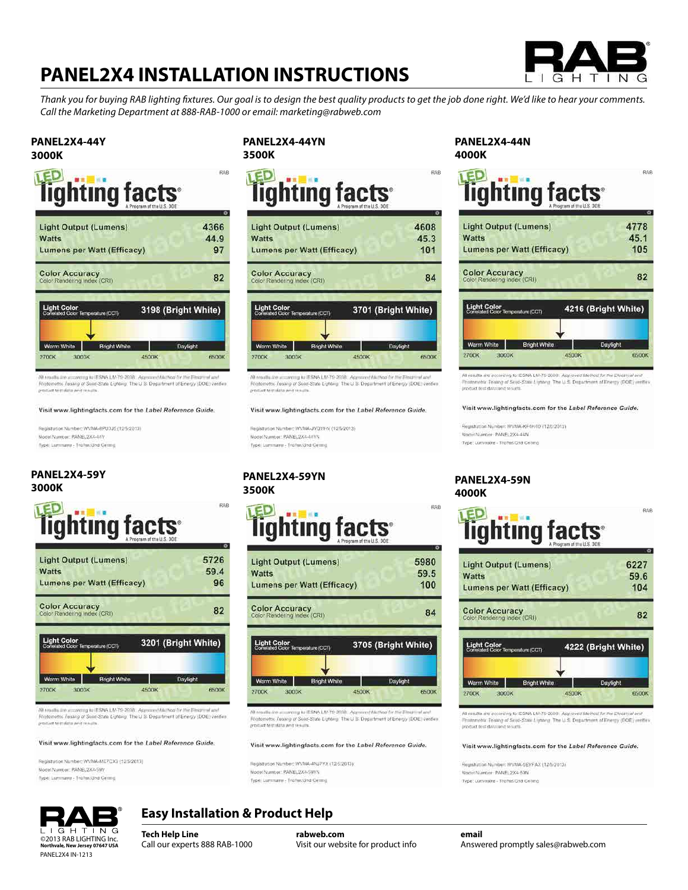# PANEL2X4 INSTALLATION INSTRUCTIONS

*Thank you for buying RAB lighting fixtures. Our goal is to design the best quality products to get the job done right. We'd like to hear your comments. Call the Marketing Department at 888-RAB-1000 or email: marketing@rabweb.com*

## PANEL2X4-44Y
**3000K**

LED lighting facts® A Program of the U.S. DOE

RAB

| | |
|---|---|
| Light Output (Lumens) | 4366 |
| Watts | 44.9 |
| Lumens per Watt (Efficacy) | 97 |
| Color Accuracy Color Rendering Index (CRI) | 82 |
| Light Color Correlated Color Temperature (CCT) | 3198 (Bright White) |

Warm White | Bright White | Daylight
2700K 3000K 4500K 6500K

All results are according to IESNA LM-79-2008: *Approved Method for the Electrical and Photometric Testing of Solid-State Lighting.* The U.S. Department of Energy (DOE) verifies product test data and results.

Visit www.lightingfacts.com for the *Label Reference Guide.*

Registration Number: WVMA-8PU3J5 (12/5/2013)
Model Number: PANEL2X4-44Y
Type: Luminaire - Troffer/Grid Ceiling

## PANEL2X4-44YN
**3500K**

LED lighting facts® A Program of the U.S. DOE

RAB

| | |
|---|---|
| Light Output (Lumens) | 4608 |
| Watts | 45.3 |
| Lumens per Watt (Efficacy) | 101 |
| Color Accuracy Color Rendering Index (CRI) | 84 |
| Light Color Correlated Color Temperature (CCT) | 3701 (Bright White) |

Warm White | Bright White | Daylight
2700K 3000K 4500K 6500K

All results are according to IESNA LM-79-2008: *Approved Method for the Electrical and Photometric Testing of Solid-State Lighting.* The U.S. Department of Energy (DOE) verifies product test data and results.

Visit www.lightingfacts.com for the *Label Reference Guide.*

Registration Number: WVMA-JYQYHN (12/5/2013)
Model Number: PANEL2X4-44YN
Type: Luminaire - Troffer/Grid Ceiling

## PANEL2X4-44N
**4000K**

LED lighting facts® A Program of the U.S. DOE

RAB

| | |
|---|---|
| Light Output (Lumens) | 4778 |
| Watts | 45.1 |
| Lumens per Watt (Efficacy) | 105 |
| Color Accuracy Color Rendering Index (CRI) | 82 |
| Light Color Correlated Color Temperature (CCT) | 4216 (Bright White) |

Warm White | Bright White | Daylight
2700K 3000K 4500K 6500K

All results are according to IESNA LM-79-2008: *Approved Method for the Electrical and Photometric Testing of Solid-State Lighting.* The U.S. Department of Energy (DOE) verifies product test data and results.

Visit www.lightingfacts.com for the *Label Reference Guide.*

Registration Number: WVMA-KF4H40 (12/5/2013)
Model Number: PANEL2X4-44N
Type: Luminaire - Troffer/Grid Ceiling

## PANEL2X4-59Y
**3000K**

LED lighting facts® A Program of the U.S. DOE

RAB

| | |
|---|---|
| Light Output (Lumens) | 5726 |
| Watts | 59.4 |
| Lumens per Watt (Efficacy) | 96 |
| Color Accuracy Color Rendering Index (CRI) | 82 |
| Light Color Correlated Color Temperature (CCT) | 3201 (Bright White) |

Warm White | Bright White | Daylight
2700K 3000K 4500K 6500K

All results are according to IESNA LM-79-2008: *Approved Method for the Electrical and Photometric Testing of Solid-State Lighting.* The U.S. Department of Energy (DOE) verifies product test data and results.

Visit www.lightingfacts.com for the *Label Reference Guide.*

Registration Number: WVMA-ME7CX3 (12/5/2013)
Model Number: PANEL2X4-59Y
Type: Luminaire - Troffer/Grid Ceiling

## PANEL2X4-59YN
**3500K**

LED lighting facts® A Program of the U.S. DOE

RAB

| | |
|---|---|
| Light Output (Lumens) | 5980 |
| Watts | 59.5 |
| Lumens per Watt (Efficacy) | 100 |
| Color Accuracy Color Rendering Index (CRI) | 84 |
| Light Color Correlated Color Temperature (CCT) | 3705 (Bright White) |

Warm White | Bright White | Daylight
2700K 3000K 4500K 6500K

All results are according to IESNA LM-79-2008: *Approved Method for the Electrical and Photometric Testing of Solid-State Lighting.* The U.S. Department of Energy (DOE) verifies product test data and results.

Visit www.lightingfacts.com for the *Label Reference Guide.*

Registration Number: WVMA-4NJ7YX (12/5/2013)
Model Number: PANEL2X4-59YN
Type: Luminaire - Troffer/Grid Ceiling

## PANEL2X4-59N
**4000K**

LED lighting facts® A Program of the U.S. DOE

RAB

| | |
|---|---|
| Light Output (Lumens) | 6227 |
| Watts | 59.6 |
| Lumens per Watt (Efficacy) | 104 |
| Color Accuracy Color Rendering Index (CRI) | 82 |
| Light Color Correlated Color Temperature (CCT) | 4222 (Bright White) |

Warm White | Bright White | Daylight
2700K 3000K 4500K 6500K

All results are according to IESNA LM-79-2008: *Approved Method for the Electrical and Photometric Testing of Solid-State Lighting.* The U.S. Department of Energy (DOE) verifies product test data and results.

Visit www.lightingfacts.com for the *Label Reference Guide.*

Registration Number: WVMA-5EYFAX (12/5/2013)
Model Number: PANEL2X4-59N
Type: Luminaire - Troffer/Grid Ceiling

RAB® LIGHTING
©2013 RAB LIGHTING Inc.
**Northvale, New Jersey 07647 USA**
PANEL2X4 IN-1213

## Easy Installation & Product Help

**Tech Help Line**
Call our experts 888 RAB-1000

**rabweb.com**
Visit our website for product info

**email**
Answered promptly sales@rabweb.com